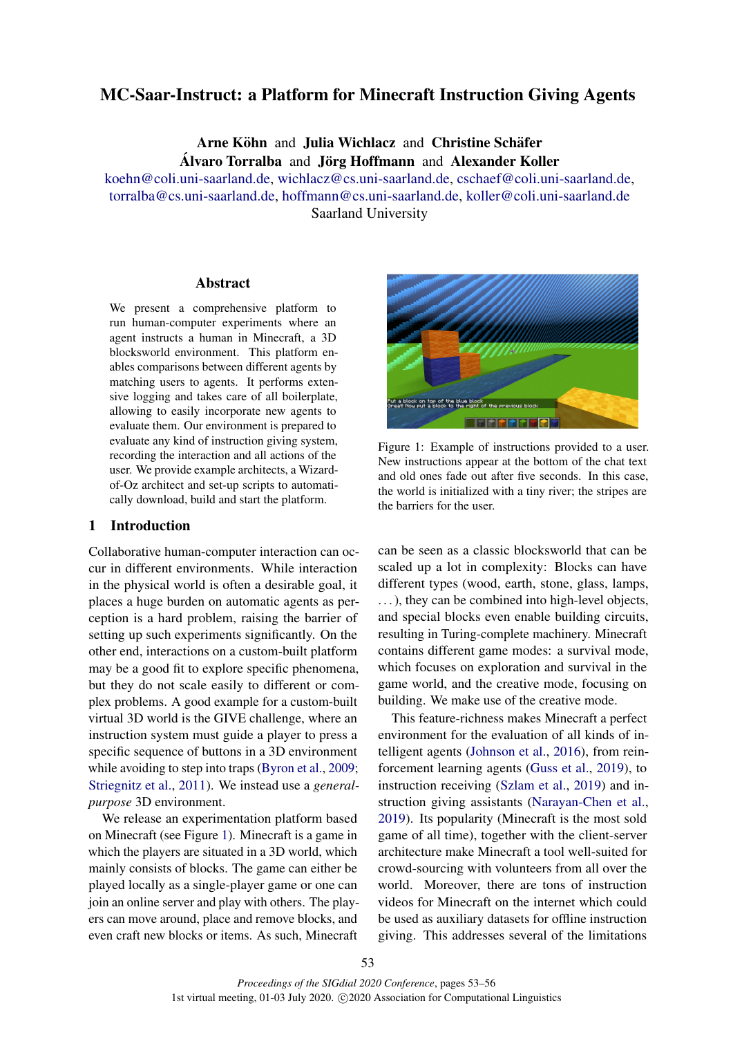# MC-Saar-Instruct: a Platform for Minecraft Instruction Giving Agents

**Arne Köhn** and **Julia Wichlacz** and **Christine Schäfer**
**Álvaro Torralba** and **Jörg Hoffmann** and **Alexander Koller**
koehn@coli.uni-saarland.de, wichlacz@cs.uni-saarland.de, cschaef@coli.uni-saarland.de, torralba@cs.uni-saarland.de, hoffmann@cs.uni-saarland.de, koller@coli.uni-saarland.de
Saarland University

## Abstract

We present a comprehensive platform to run human-computer experiments where an agent instructs a human in Minecraft, a 3D blocksworld environment. This platform enables comparisons between different agents by matching users to agents. It performs extensive logging and takes care of all boilerplate, allowing to easily incorporate new agents to evaluate them. Our environment is prepared to evaluate any kind of instruction giving system, recording the interaction and all actions of the user. We provide example architects, a Wizard-of-Oz architect and set-up scripts to automatically download, build and start the platform.

Figure 1: Example of instructions provided to a user. New instructions appear at the bottom of the chat text and old ones fade out after five seconds. In this case, the world is initialized with a tiny river; the stripes are the barriers for the user.

## 1 Introduction

Collaborative human-computer interaction can occur in different environments. While interaction in the physical world is often a desirable goal, it places a huge burden on automatic agents as perception is a hard problem, raising the barrier of setting up such experiments significantly. On the other end, interactions on a custom-built platform may be a good fit to explore specific phenomena, but they do not scale easily to different or complex problems. A good example for a custom-built virtual 3D world is the GIVE challenge, where an instruction system must guide a player to press a specific sequence of buttons in a 3D environment while avoiding to step into traps (Byron et al., 2009; Striegnitz et al., 2011). We instead use a *general-purpose* 3D environment.

We release an experimentation platform based on Minecraft (see Figure 1). Minecraft is a game in which the players are situated in a 3D world, which mainly consists of blocks. The game can either be played locally as a single-player game or one can join an online server and play with others. The players can move around, place and remove blocks, and even craft new blocks or items. As such, Minecraft can be seen as a classic blocksworld that can be scaled up a lot in complexity: Blocks can have different types (wood, earth, stone, glass, lamps, ...), they can be combined into high-level objects, and special blocks even enable building circuits, resulting in Turing-complete machinery. Minecraft contains different game modes: a survival mode, which focuses on exploration and survival in the game world, and the creative mode, focusing on building. We make use of the creative mode.

This feature-richness makes Minecraft a perfect environment for the evaluation of all kinds of intelligent agents (Johnson et al., 2016), from reinforcement learning agents (Guss et al., 2019), to instruction receiving (Szlam et al., 2019) and instruction giving assistants (Narayan-Chen et al., 2019). Its popularity (Minecraft is the most sold game of all time), together with the client-server architecture make Minecraft a tool well-suited for crowd-sourcing with volunteers from all over the world. Moreover, there are tons of instruction videos for Minecraft on the internet which could be used as auxiliary datasets for offline instruction giving. This addresses several of the limitations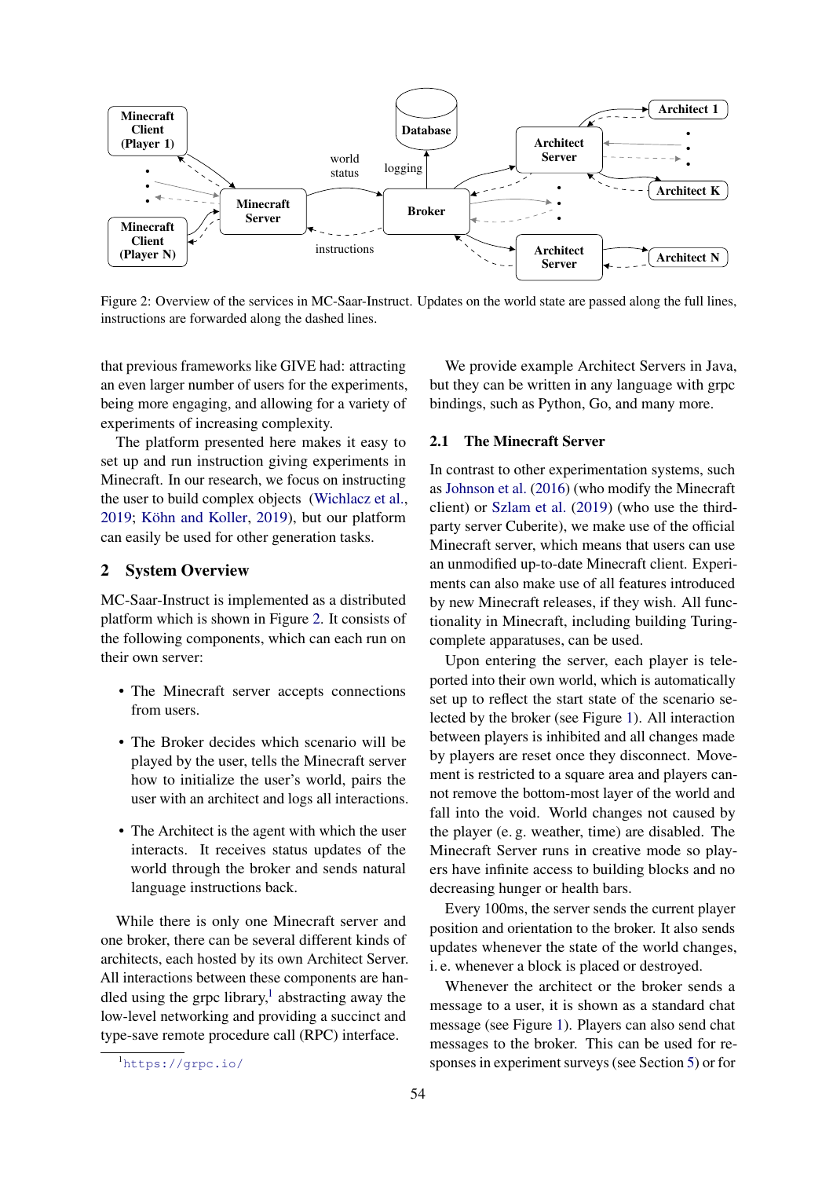Figure 2: Overview of the services in MC-Saar-Instruct. Updates on the world state are passed along the full lines, instructions are forwarded along the dashed lines.

that previous frameworks like GIVE had: attracting an even larger number of users for the experiments, being more engaging, and allowing for a variety of experiments of increasing complexity.

The platform presented here makes it easy to set up and run instruction giving experiments in Minecraft. In our research, we focus on instructing the user to build complex objects (Wichlacz et al., 2019; Köhn and Koller, 2019), but our platform can easily be used for other generation tasks.

## 2 System Overview

MC-Saar-Instruct is implemented as a distributed platform which is shown in Figure 2. It consists of the following components, which can each run on their own server:

- The Minecraft server accepts connections from users.
- The Broker decides which scenario will be played by the user, tells the Minecraft server how to initialize the user's world, pairs the user with an architect and logs all interactions.
- The Architect is the agent with which the user interacts. It receives status updates of the world through the broker and sends natural language instructions back.

While there is only one Minecraft server and one broker, there can be several different kinds of architects, each hosted by its own Architect Server. All interactions between these components are handled using the grpc library,[1] abstracting away the low-level networking and providing a succinct and type-save remote procedure call (RPC) interface.

[1] https://grpc.io/

We provide example Architect Servers in Java, but they can be written in any language with grpc bindings, such as Python, Go, and many more.

### 2.1 The Minecraft Server

In contrast to other experimentation systems, such as Johnson et al. (2016) (who modify the Minecraft client) or Szlam et al. (2019) (who use the third-party server Cuberite), we make use of the official Minecraft server, which means that users can use an unmodified up-to-date Minecraft client. Experiments can also make use of all features introduced by new Minecraft releases, if they wish. All functionality in Minecraft, including building Turing-complete apparatuses, can be used.

Upon entering the server, each player is teleported into their own world, which is automatically set up to reflect the start state of the scenario selected by the broker (see Figure 1). All interaction between players is inhibited and all changes made by players are reset once they disconnect. Movement is restricted to a square area and players cannot remove the bottom-most layer of the world and fall into the void. World changes not caused by the player (e. g. weather, time) are disabled. The Minecraft Server runs in creative mode so players have infinite access to building blocks and no decreasing hunger or health bars.

Every 100ms, the server sends the current player position and orientation to the broker. It also sends updates whenever the state of the world changes, i. e. whenever a block is placed or destroyed.

Whenever the architect or the broker sends a message to a user, it is shown as a standard chat message (see Figure 1). Players can also send chat messages to the broker. This can be used for responses in experiment surveys (see Section 5) or for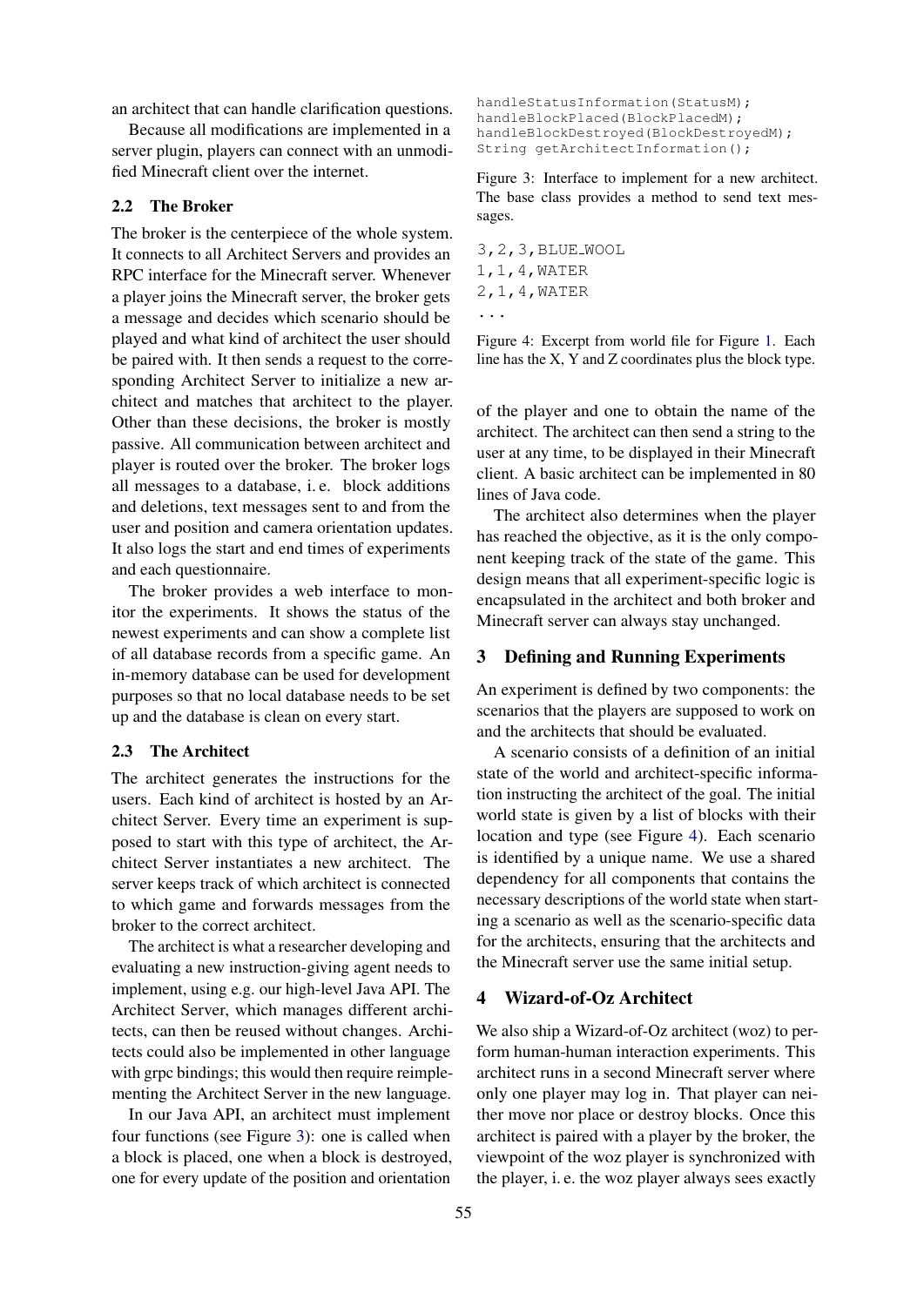an architect that can handle clarification questions.

Because all modifications are implemented in a server plugin, players can connect with an unmodified Minecraft client over the internet.

### 2.2 The Broker

The broker is the centerpiece of the whole system. It connects to all Architect Servers and provides an RPC interface for the Minecraft server. Whenever a player joins the Minecraft server, the broker gets a message and decides which scenario should be played and what kind of architect the user should be paired with. It then sends a request to the corresponding Architect Server to initialize a new architect and matches that architect to the player. Other than these decisions, the broker is mostly passive. All communication between architect and player is routed over the broker. The broker logs all messages to a database, i. e. block additions and deletions, text messages sent to and from the user and position and camera orientation updates. It also logs the start and end times of experiments and each questionnaire.

The broker provides a web interface to monitor the experiments. It shows the status of the newest experiments and can show a complete list of all database records from a specific game. An in-memory database can be used for development purposes so that no local database needs to be set up and the database is clean on every start.

### 2.3 The Architect

The architect generates the instructions for the users. Each kind of architect is hosted by an Architect Server. Every time an experiment is supposed to start with this type of architect, the Architect Server instantiates a new architect. The server keeps track of which architect is connected to which game and forwards messages from the broker to the correct architect.

The architect is what a researcher developing and evaluating a new instruction-giving agent needs to implement, using e.g. our high-level Java API. The Architect Server, which manages different architects, can then be reused without changes. Architects could also be implemented in other language with grpc bindings; this would then require reimplementing the Architect Server in the new language.

In our Java API, an architect must implement four functions (see Figure 3): one is called when a block is placed, one when a block is destroyed, one for every update of the position and orientation of the player and one to obtain the name of the architect. The architect can then send a string to the user at any time, to be displayed in their Minecraft client. A basic architect can be implemented in 80 lines of Java code.

```
handleStatusInformation(StatusM);
handleBlockPlaced(BlockPlacedM);
handleBlockDestroyed(BlockDestroyedM);
String getArchitectInformation();
```

Figure 3: Interface to implement for a new architect. The base class provides a method to send text messages.

```
3,2,3,BLUE_WOOL
1,1,4,WATER
2,1,4,WATER
...
```

Figure 4: Excerpt from world file for Figure 1. Each line has the X, Y and Z coordinates plus the block type.

The architect also determines when the player has reached the objective, as it is the only component keeping track of the state of the game. This design means that all experiment-specific logic is encapsulated in the architect and both broker and Minecraft server can always stay unchanged.

## 3 Defining and Running Experiments

An experiment is defined by two components: the scenarios that the players are supposed to work on and the architects that should be evaluated.

A scenario consists of a definition of an initial state of the world and architect-specific information instructing the architect of the goal. The initial world state is given by a list of blocks with their location and type (see Figure 4). Each scenario is identified by a unique name. We use a shared dependency for all components that contains the necessary descriptions of the world state when starting a scenario as well as the scenario-specific data for the architects, ensuring that the architects and the Minecraft server use the same initial setup.

## 4 Wizard-of-Oz Architect

We also ship a Wizard-of-Oz architect (woz) to perform human-human interaction experiments. This architect runs in a second Minecraft server where only one player may log in. That player can neither move nor place or destroy blocks. Once this architect is paired with a player by the broker, the viewpoint of the woz player is synchronized with the player, i. e. the woz player always sees exactly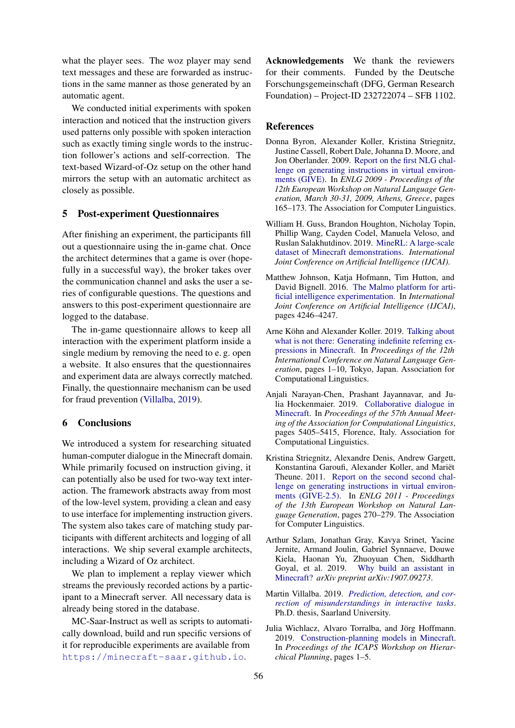what the player sees. The woz player may send text messages and these are forwarded as instructions in the same manner as those generated by an automatic agent.

We conducted initial experiments with spoken interaction and noticed that the instruction givers used patterns only possible with spoken interaction such as exactly timing single words to the instruction follower's actions and self-correction. The text-based Wizard-of-Oz setup on the other hand mirrors the setup with an automatic architect as closely as possible.

## 5 Post-experiment Questionnaires

After finishing an experiment, the participants fill out a questionnaire using the in-game chat. Once the architect determines that a game is over (hopefully in a successful way), the broker takes over the communication channel and asks the user a series of configurable questions. The questions and answers to this post-experiment questionnaire are logged to the database.

The in-game questionnaire allows to keep all interaction with the experiment platform inside a single medium by removing the need to e. g. open a website. It also ensures that the questionnaires and experiment data are always correctly matched. Finally, the questionnaire mechanism can be used for fraud prevention (Villalba, 2019).

## 6 Conclusions

We introduced a system for researching situated human-computer dialogue in the Minecraft domain. While primarily focused on instruction giving, it can potentially also be used for two-way text interaction. The framework abstracts away from most of the low-level system, providing a clean and easy to use interface for implementing instruction givers. The system also takes care of matching study participants with different architects and logging of all interactions. We ship several example architects, including a Wizard of Oz architect.

We plan to implement a replay viewer which streams the previously recorded actions by a participant to a Minecraft server. All necessary data is already being stored in the database.

MC-Saar-Instruct as well as scripts to automatically download, build and run specific versions of it for reproducible experiments are available from `https://minecraft-saar.github.io`.

**Acknowledgements** We thank the reviewers for their comments. Funded by the Deutsche Forschungsgemeinschaft (DFG, German Research Foundation) – Project-ID 232722074 – SFB 1102.

## References

Donna Byron, Alexander Koller, Kristina Striegnitz, Justine Cassell, Robert Dale, Johanna D. Moore, and Jon Oberlander. 2009. Report on the first NLG challenge on generating instructions in virtual environments (GIVE). In *ENLG 2009 - Proceedings of the 12th European Workshop on Natural Language Generation, March 30-31, 2009, Athens, Greece*, pages 165–173. The Association for Computer Linguistics.

William H. Guss, Brandon Houghton, Nicholay Topin, Phillip Wang, Cayden Codel, Manuela Veloso, and Ruslan Salakhutdinov. 2019. MineRL: A large-scale dataset of Minecraft demonstrations. *International Joint Conference on Artificial Intelligence (IJCAI)*.

Matthew Johnson, Katja Hofmann, Tim Hutton, and David Bignell. 2016. The Malmo platform for artificial intelligence experimentation. In *International Joint Conference on Artificial Intelligence (IJCAI)*, pages 4246–4247.

Arne Köhn and Alexander Koller. 2019. Talking about what is not there: Generating indefinite referring expressions in Minecraft. In *Proceedings of the 12th International Conference on Natural Language Generation*, pages 1–10, Tokyo, Japan. Association for Computational Linguistics.

Anjali Narayan-Chen, Prashant Jayannavar, and Julia Hockenmaier. 2019. Collaborative dialogue in Minecraft. In *Proceedings of the 57th Annual Meeting of the Association for Computational Linguistics*, pages 5405–5415, Florence, Italy. Association for Computational Linguistics.

Kristina Striegnitz, Alexandre Denis, Andrew Gargett, Konstantina Garoufi, Alexander Koller, and Mariët Theune. 2011. Report on the second second challenge on generating instructions in virtual environments (GIVE-2.5). In *ENLG 2011 - Proceedings of the 13th European Workshop on Natural Language Generation*, pages 270–279. The Association for Computer Linguistics.

Arthur Szlam, Jonathan Gray, Kavya Srinet, Yacine Jernite, Armand Joulin, Gabriel Synnaeve, Douwe Kiela, Haonan Yu, Zhuoyuan Chen, Siddharth Goyal, et al. 2019. Why build an assistant in Minecraft? *arXiv preprint arXiv:1907.09273*.

Martin Villalba. 2019. *Prediction, detection, and correction of misunderstandings in interactive tasks*. Ph.D. thesis, Saarland University.

Julia Wichlacz, Alvaro Torralba, and Jörg Hoffmann. 2019. Construction-planning models in Minecraft. In *Proceedings of the ICAPS Workshop on Hierarchical Planning*, pages 1–5.